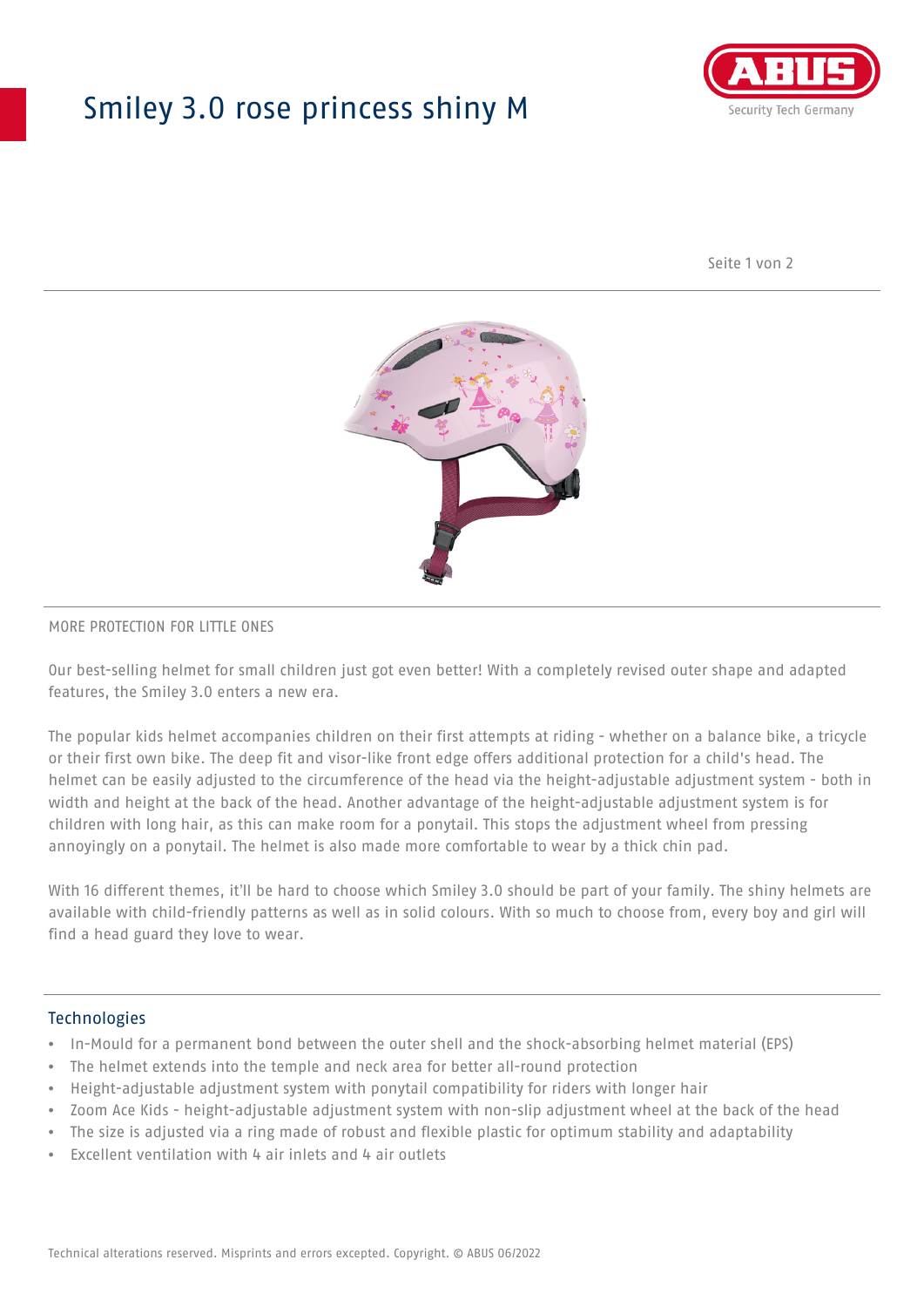# Smiley 3.0 rose princess shiny M

MORE PROTECTION FOR LITTLE ONES

Our best-selling helmet for small children just got even better! With a completely revised outer shape and adapted features, the Smiley 3.0 enters a new era.

The popular kids helmet accompanies children on their first attempts at riding - whether on a balance bike, a tricycle or their first own bike. The deep fit and visor-like front edge offers additional protection for a child's head. The helmet can be easily adjusted to the circumference of the head via the height-adjustable adjustment system - both in width and height at the back of the head. Another advantage of the height-adjustable adjustment system is for children with long hair, as this can make room for a ponytail. This stops the adjustment wheel from pressing annoyingly on a ponytail. The helmet is also made more comfortable to wear by a thick chin pad.

With 16 different themes, it'll be hard to choose which Smiley 3.0 should be part of your family. The shiny helmets are available with child-friendly patterns as well as in solid colours. With so much to choose from, every boy and girl will find a head guard they love to wear.

## Technologies

- In-Mould for a permanent bond between the outer shell and the shock-absorbing helmet material (EPS)
- The helmet extends into the temple and neck area for better all-round protection
- Height-adjustable adjustment system with ponytail compatibility for riders with longer hair
- Zoom Ace Kids - height-adjustable adjustment system with non-slip adjustment wheel at the back of the head
- The size is adjusted via a ring made of robust and flexible plastic for optimum stability and adaptability
- Excellent ventilation with 4 air inlets and 4 air outlets

Technical alterations reserved. Misprints and errors excepted. Copyright. © ABUS 06/2022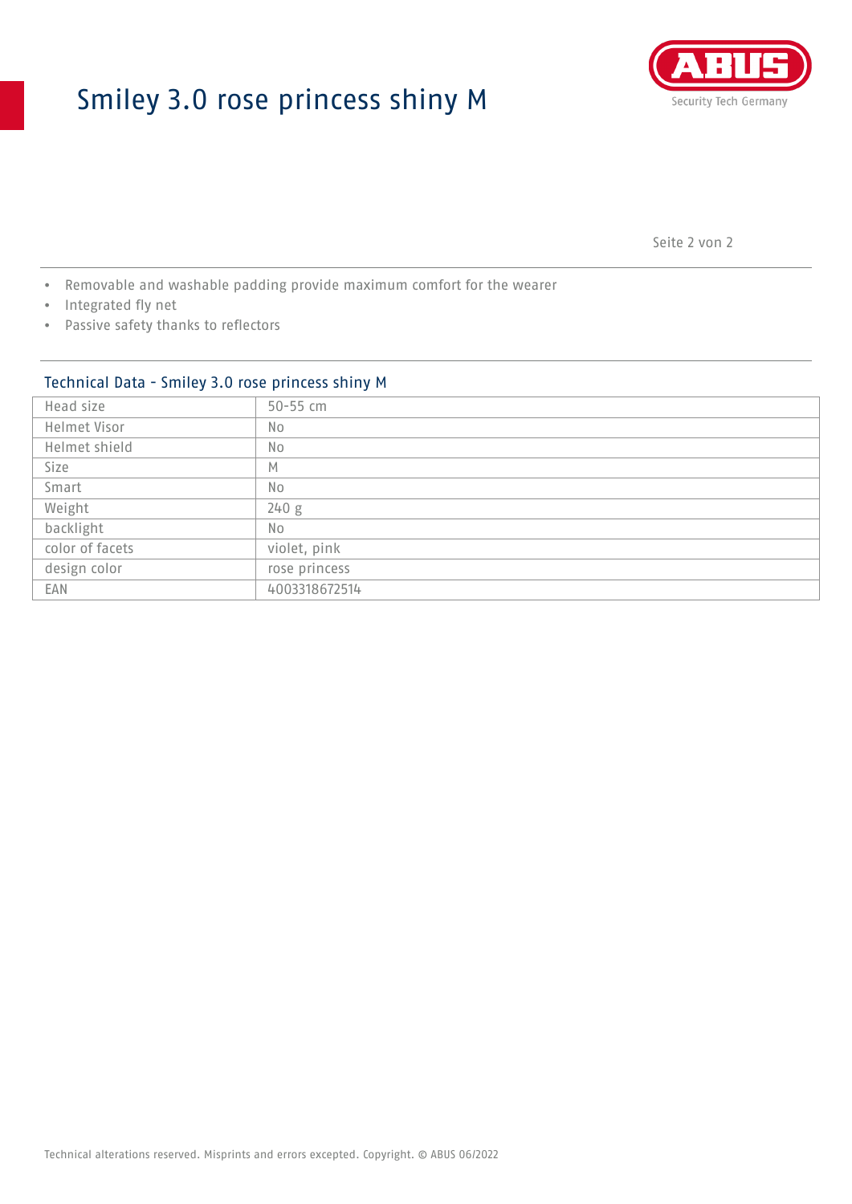# Smiley 3.0 rose princess shiny M

- Removable and washable padding provide maximum comfort for the wearer
- Integrated fly net
- Passive safety thanks to reflectors

## Technical Data - Smiley 3.0 rose princess shiny M

| | |
|---|---|
| Head size | 50-55 cm |
| Helmet Visor | No |
| Helmet shield | No |
| Size | M |
| Smart | No |
| Weight | 240 g |
| backlight | No |
| color of facets | violet, pink |
| design color | rose princess |
| EAN | 4003318672514 |

Technical alterations reserved. Misprints and errors excepted. Copyright. © ABUS 06/2022